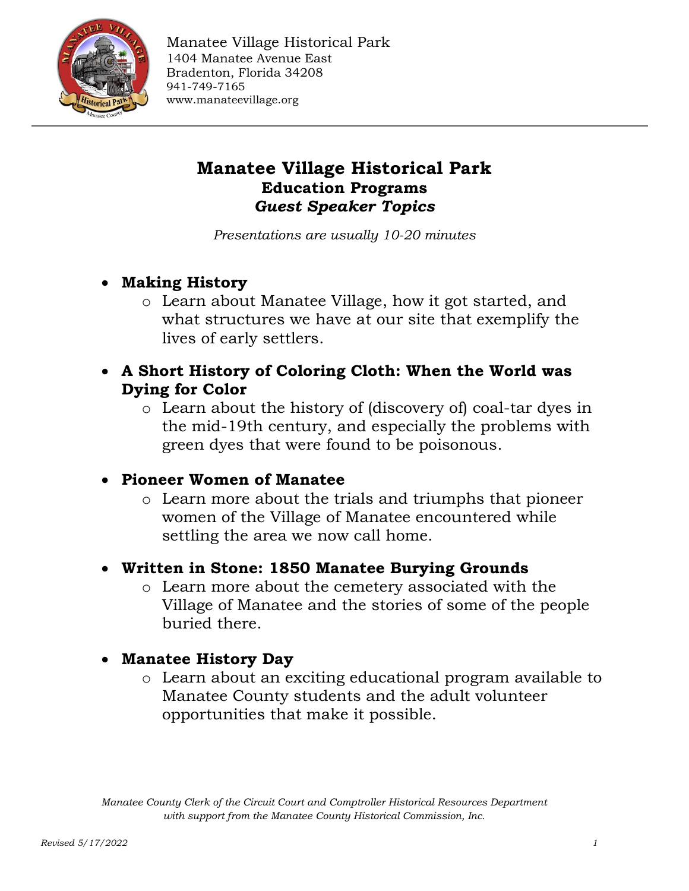Manatee Village Historical Park
1404 Manatee Avenue East
Bradenton, Florida 34208
941-749-7165
www.manateevillage.org

# Manatee Village Historical Park
## Education Programs
### *Guest Speaker Topics*

*Presentations are usually 10-20 minutes*

- **Making History**
  - Learn about Manatee Village, how it got started, and what structures we have at our site that exemplify the lives of early settlers.
- **A Short History of Coloring Cloth: When the World was Dying for Color**
  - Learn about the history of (discovery of) coal-tar dyes in the mid-19th century, and especially the problems with green dyes that were found to be poisonous.
- **Pioneer Women of Manatee**
  - Learn more about the trials and triumphs that pioneer women of the Village of Manatee encountered while settling the area we now call home.
- **Written in Stone: 1850 Manatee Burying Grounds**
  - Learn more about the cemetery associated with the Village of Manatee and the stories of some of the people buried there.
- **Manatee History Day**
  - Learn about an exciting educational program available to Manatee County students and the adult volunteer opportunities that make it possible.

*Manatee County Clerk of the Circuit Court and Comptroller Historical Resources Department with support from the Manatee County Historical Commission, Inc.*

*Revised 5/17/2022*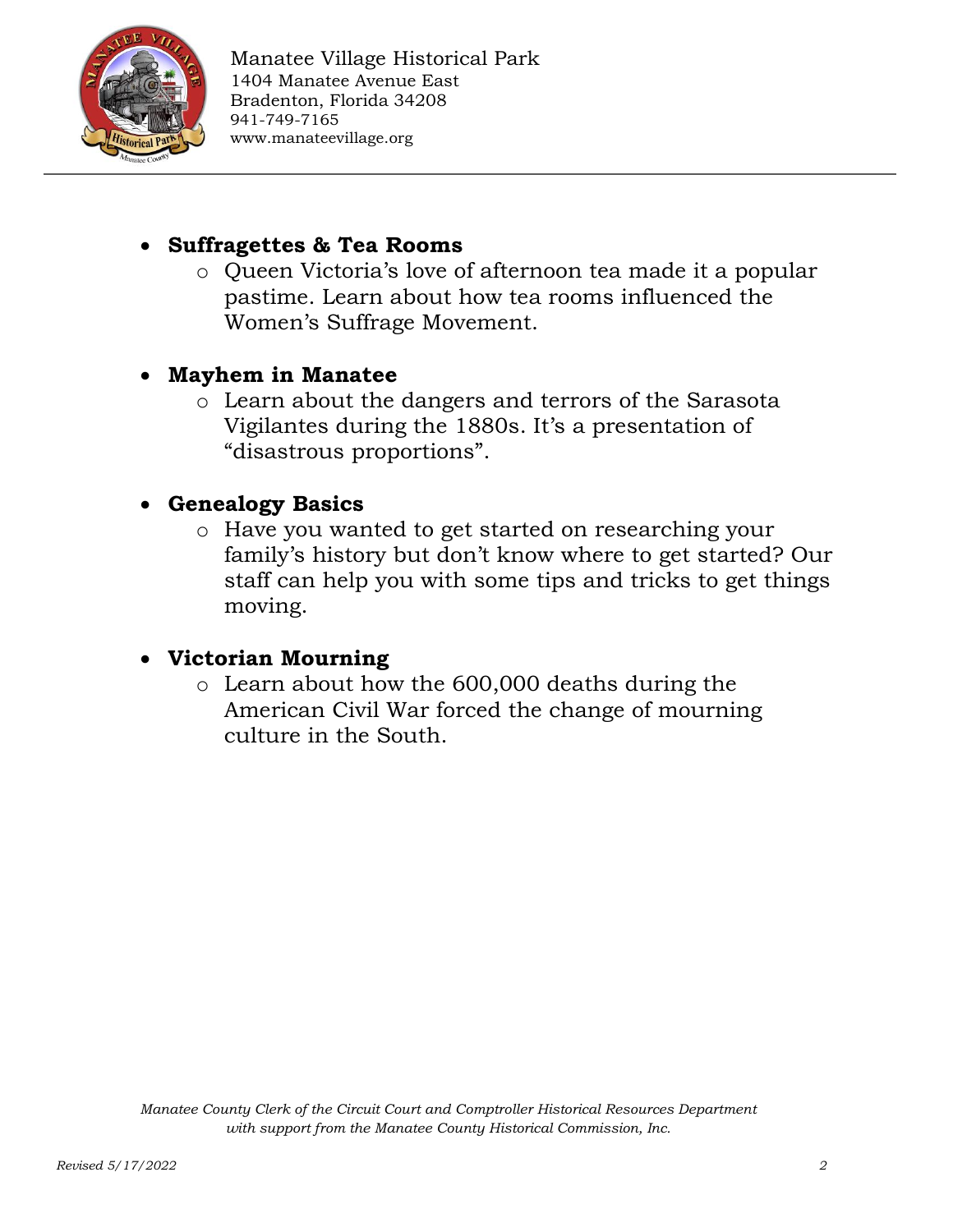- **Suffragettes & Tea Rooms**
  - Queen Victoria's love of afternoon tea made it a popular pastime. Learn about how tea rooms influenced the Women's Suffrage Movement.

- **Mayhem in Manatee**
  - Learn about the dangers and terrors of the Sarasota Vigilantes during the 1880s. It's a presentation of "disastrous proportions".

- **Genealogy Basics**
  - Have you wanted to get started on researching your family's history but don't know where to get started? Our staff can help you with some tips and tricks to get things moving.

- **Victorian Mourning**
  - Learn about how the 600,000 deaths during the American Civil War forced the change of mourning culture in the South.